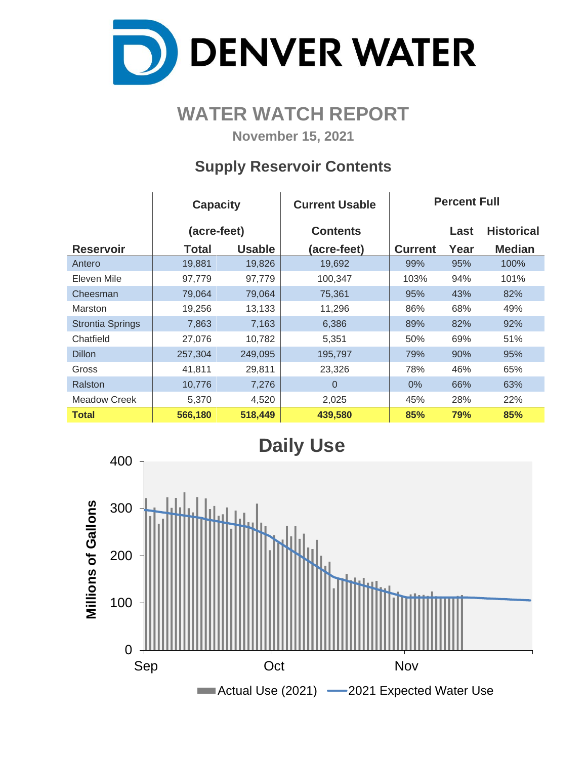# DENVER WATER

## WATER WATCH REPORT

**November 15, 2021**

### Supply Reservoir Contents

| Reservoir | Capacity (acre-feet) Total | Usable | Current Usable Contents (acre-feet) | Percent Full Current | Last Year | Historical Median |
|---|---|---|---|---|---|---|
| Antero | 19,881 | 19,826 | 19,692 | 99% | 95% | 100% |
| Eleven Mile | 97,779 | 97,779 | 100,347 | 103% | 94% | 101% |
| Cheesman | 79,064 | 79,064 | 75,361 | 95% | 43% | 82% |
| Marston | 19,256 | 13,133 | 11,296 | 86% | 68% | 49% |
| Strontia Springs | 7,863 | 7,163 | 6,386 | 89% | 82% | 92% |
| Chatfield | 27,076 | 10,782 | 5,351 | 50% | 69% | 51% |
| Dillon | 257,304 | 249,095 | 195,797 | 79% | 90% | 95% |
| Gross | 41,811 | 29,811 | 23,326 | 78% | 46% | 65% |
| Ralston | 10,776 | 7,276 | 0 | 0% | 66% | 63% |
| Meadow Creek | 5,370 | 4,520 | 2,025 | 45% | 28% | 22% |
| **Total** | **566,180** | **518,449** | **439,580** | **85%** | **79%** | **85%** |

### Daily Use

Millions of Gallons (0–400), Sep – Nov

Actual Use (2021) | 2021 Expected Water Use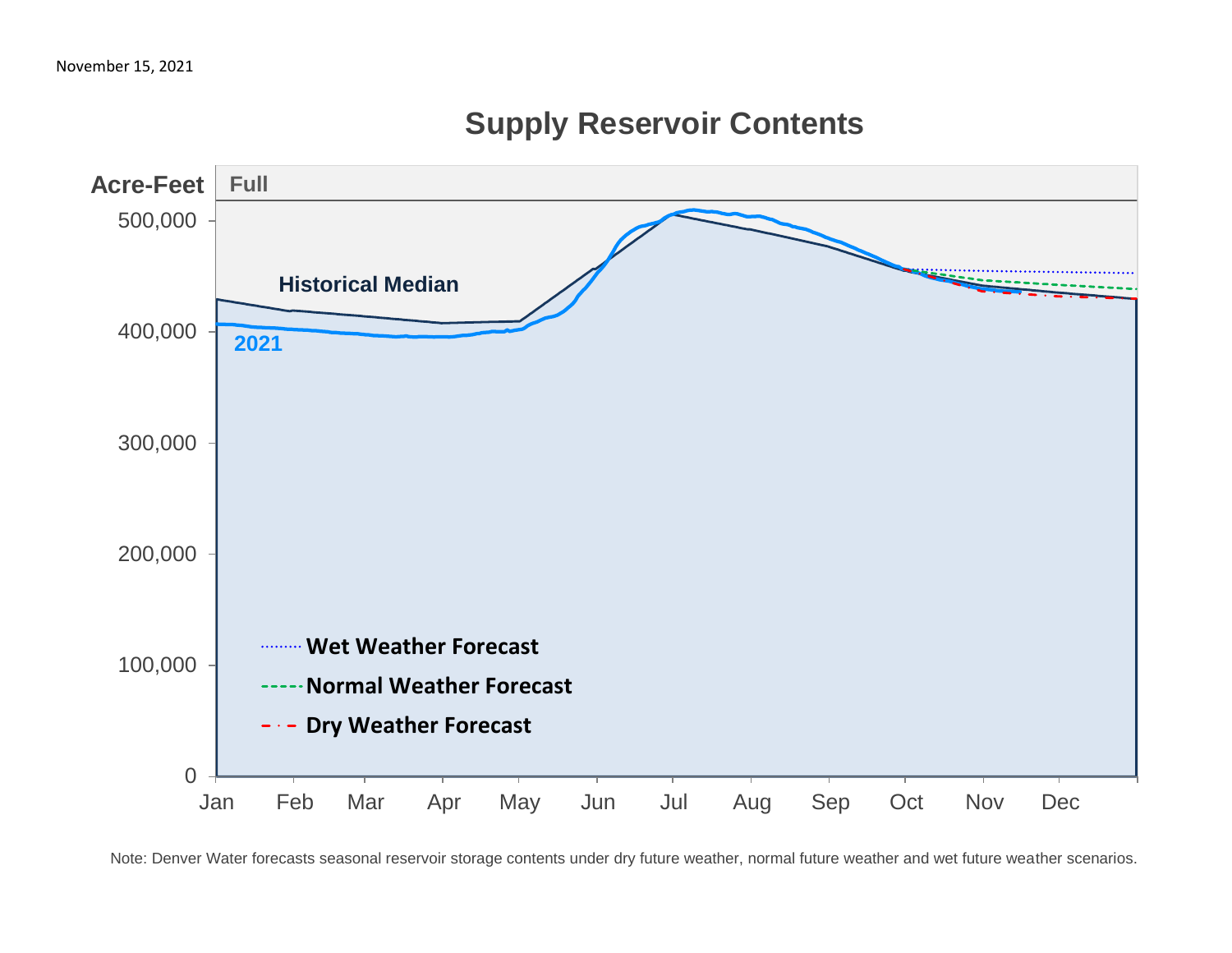November 15, 2021

## Supply Reservoir Contents

Acre-Feet

Full

Historical Median

2021

Wet Weather Forecast

Normal Weather Forecast

Dry Weather Forecast

0, 100,000, 200,000, 300,000, 400,000, 500,000

Jan, Feb, Mar, Apr, May, Jun, Jul, Aug, Sep, Oct, Nov, Dec

Note: Denver Water forecasts seasonal reservoir storage contents under dry future weather, normal future weather and wet future weather scenarios.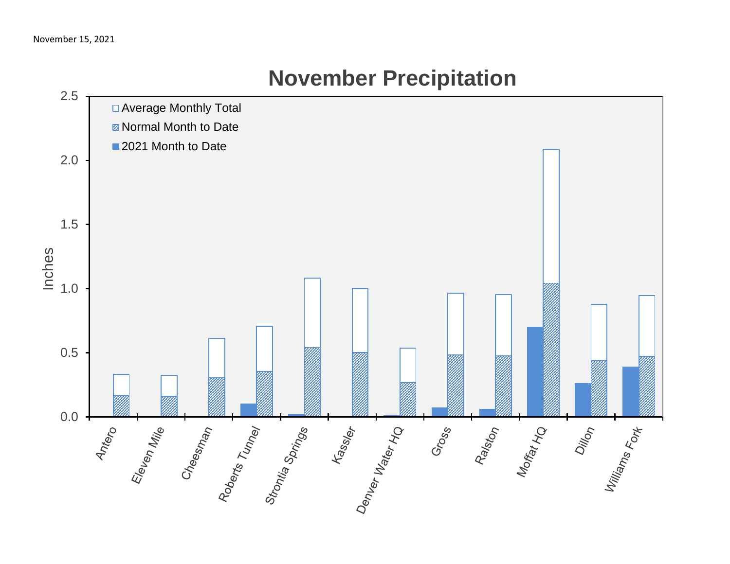November 15, 2021

# November Precipitation

Inches

2.5
2.0
1.5
1.0
0.5
0.0

- Average Monthly Total
- Normal Month to Date
- 2021 Month to Date

Antero, Eleven Mile, Cheesman, Roberts Tunnel, Strontia Springs, Kassler, Denver Water HQ, Gross, Ralston, Moffat HQ, Dillon, Williams Fork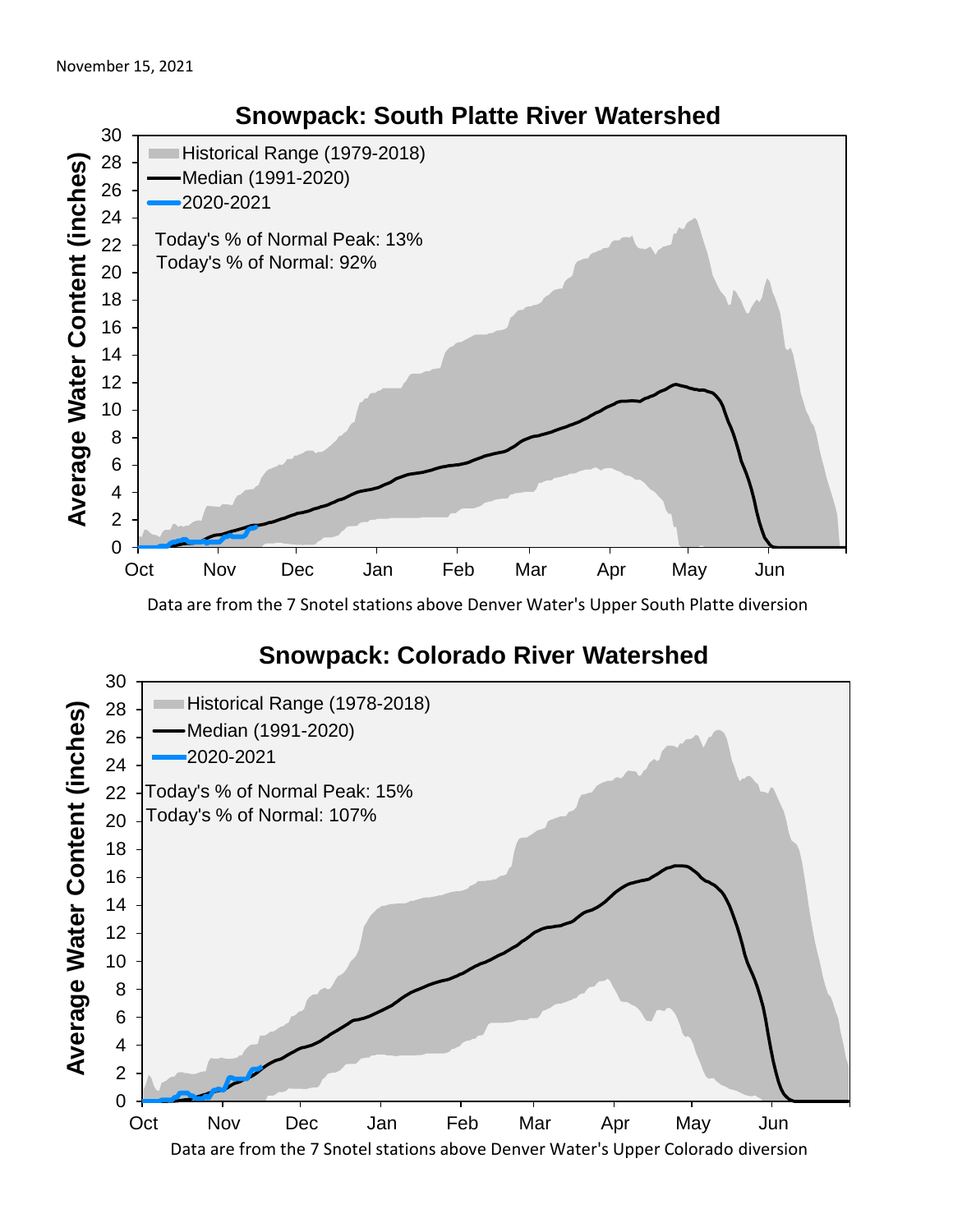November 15, 2021

## Snowpack: South Platte River Watershed

Historical Range (1979-2018)
Median (1991-2020)
2020-2021

Today's % of Normal Peak: 13%
Today's % of Normal: 92%

Average Water Content (inches)

Data are from the 7 Snotel stations above Denver Water's Upper South Platte diversion

## Snowpack: Colorado River Watershed

Historical Range (1978-2018)
Median (1991-2020)
2020-2021

Today's % of Normal Peak: 15%
Today's % of Normal: 107%

Average Water Content (inches)

Data are from the 7 Snotel stations above Denver Water's Upper Colorado diversion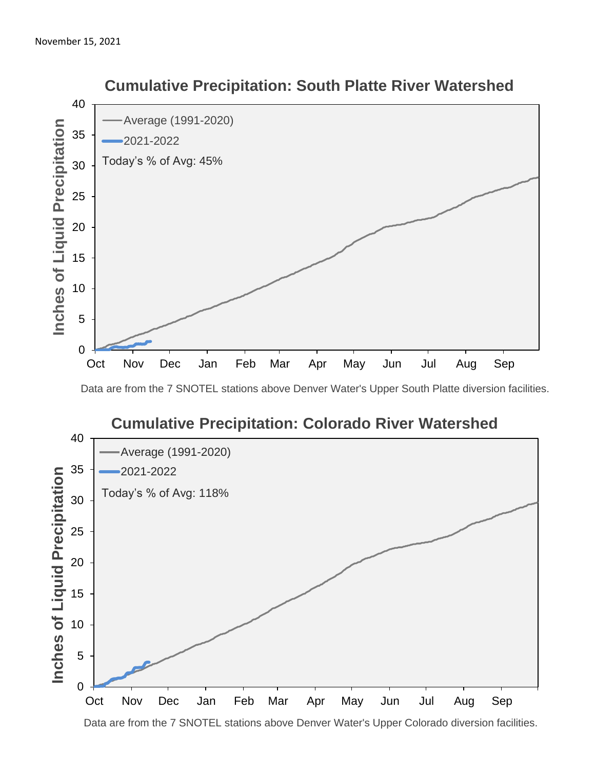November 15, 2021

## Cumulative Precipitation: South Platte River Watershed

Inches of Liquid Precipitation

- Average (1991-2020)
- 2021-2022

Today's % of Avg: 45%

Data are from the 7 SNOTEL stations above Denver Water's Upper South Platte diversion facilities.

## Cumulative Precipitation: Colorado River Watershed

Inches of Liquid Precipitation

- Average (1991-2020)
- 2021-2022

Today's % of Avg: 118%

Data are from the 7 SNOTEL stations above Denver Water's Upper Colorado diversion facilities.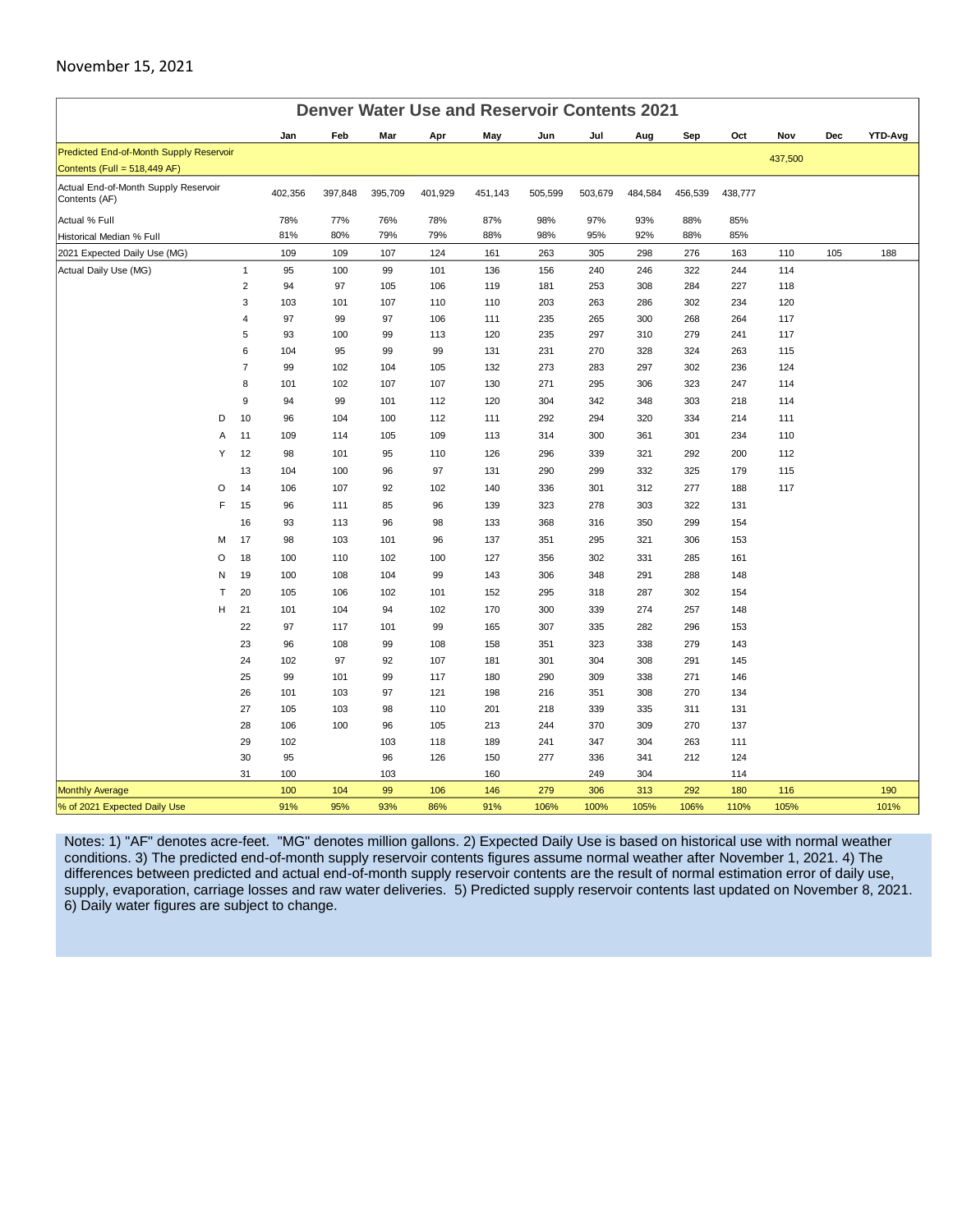November 15, 2021

## Denver Water Use and Reservoir Contents 2021

| | | Jan | Feb | Mar | Apr | May | Jun | Jul | Aug | Sep | Oct | Nov | Dec | YTD-Avg |
|---|---|---|---|---|---|---|---|---|---|---|---|---|---|---|
| Predicted End-of-Month Supply Reservoir Contents (Full = 518,449 AF) | | | | | | | | | | | | 437,500 | | |
| Actual End-of-Month Supply Reservoir Contents (AF) | | 402,356 | 397,848 | 395,709 | 401,929 | 451,143 | 505,599 | 503,679 | 484,584 | 456,539 | 438,777 | | | |
| Actual % Full | | 78% | 77% | 76% | 78% | 87% | 98% | 97% | 93% | 88% | 85% | | | |
| Historical Median % Full | | 81% | 80% | 79% | 79% | 88% | 98% | 95% | 92% | 88% | 85% | | | |
| 2021 Expected Daily Use (MG) | | 109 | 109 | 107 | 124 | 161 | 263 | 305 | 298 | 276 | 163 | 110 | 105 | 188 |
| Actual Daily Use (MG) | 1 | 95 | 100 | 99 | 101 | 136 | 156 | 240 | 246 | 322 | 244 | 114 | | |
| | 2 | 94 | 97 | 105 | 106 | 119 | 181 | 253 | 308 | 284 | 227 | 118 | | |
| | 3 | 103 | 101 | 107 | 110 | 110 | 203 | 263 | 286 | 302 | 234 | 120 | | |
| | 4 | 97 | 99 | 97 | 106 | 111 | 235 | 265 | 300 | 268 | 264 | 117 | | |
| | 5 | 93 | 100 | 99 | 113 | 120 | 235 | 297 | 310 | 279 | 241 | 117 | | |
| | 6 | 104 | 95 | 99 | 99 | 131 | 231 | 270 | 328 | 324 | 263 | 115 | | |
| | 7 | 99 | 102 | 104 | 105 | 132 | 273 | 283 | 297 | 302 | 236 | 124 | | |
| | 8 | 101 | 102 | 107 | 107 | 130 | 271 | 295 | 306 | 323 | 247 | 114 | | |
| | 9 | 94 | 99 | 101 | 112 | 120 | 304 | 342 | 348 | 303 | 218 | 114 | | |
| D | 10 | 96 | 104 | 100 | 112 | 111 | 292 | 294 | 320 | 334 | 214 | 111 | | |
| A | 11 | 109 | 114 | 105 | 109 | 113 | 314 | 300 | 361 | 301 | 234 | 110 | | |
| Y | 12 | 98 | 101 | 95 | 110 | 126 | 296 | 339 | 321 | 292 | 200 | 112 | | |
| | 13 | 104 | 100 | 96 | 97 | 131 | 290 | 299 | 332 | 325 | 179 | 115 | | |
| O | 14 | 106 | 107 | 92 | 102 | 140 | 336 | 301 | 312 | 277 | 188 | 117 | | |
| F | 15 | 96 | 111 | 85 | 96 | 139 | 323 | 278 | 303 | 322 | 131 | | | |
| | 16 | 93 | 113 | 96 | 98 | 133 | 368 | 316 | 350 | 299 | 154 | | | |
| M | 17 | 98 | 103 | 101 | 96 | 137 | 351 | 295 | 321 | 306 | 153 | | | |
| O | 18 | 100 | 110 | 102 | 100 | 127 | 356 | 302 | 331 | 285 | 161 | | | |
| N | 19 | 100 | 108 | 104 | 99 | 143 | 306 | 348 | 291 | 288 | 148 | | | |
| T | 20 | 105 | 106 | 102 | 101 | 152 | 295 | 318 | 287 | 302 | 154 | | | |
| H | 21 | 101 | 104 | 94 | 102 | 170 | 300 | 339 | 274 | 257 | 148 | | | |
| | 22 | 97 | 117 | 101 | 99 | 165 | 307 | 335 | 282 | 296 | 153 | | | |
| | 23 | 96 | 108 | 99 | 108 | 158 | 351 | 323 | 338 | 279 | 143 | | | |
| | 24 | 102 | 97 | 92 | 107 | 181 | 301 | 304 | 308 | 291 | 145 | | | |
| | 25 | 99 | 101 | 99 | 117 | 180 | 290 | 309 | 338 | 271 | 146 | | | |
| | 26 | 101 | 103 | 97 | 121 | 198 | 216 | 351 | 308 | 270 | 134 | | | |
| | 27 | 105 | 103 | 98 | 110 | 201 | 218 | 339 | 335 | 311 | 131 | | | |
| | 28 | 106 | 100 | 96 | 105 | 213 | 244 | 370 | 309 | 270 | 137 | | | |
| | 29 | 102 | | 103 | 118 | 189 | 241 | 347 | 304 | 263 | 111 | | | |
| | 30 | 95 | | 96 | 126 | 150 | 277 | 336 | 341 | 212 | 124 | | | |
| | 31 | 100 | | 103 | | 160 | | 249 | 304 | | 114 | | | |
| Monthly Average | | 100 | 104 | 99 | 106 | 146 | 279 | 306 | 313 | 292 | 180 | 116 | | 190 |
| % of 2021 Expected Daily Use | | 91% | 95% | 93% | 86% | 91% | 106% | 100% | 105% | 106% | 110% | 105% | | 101% |

Notes: 1) "AF" denotes acre-feet. "MG" denotes million gallons. 2) Expected Daily Use is based on historical use with normal weather conditions. 3) The predicted end-of-month supply reservoir contents figures assume normal weather after November 1, 2021. 4) The differences between predicted and actual end-of-month supply reservoir contents are the result of normal estimation error of daily use, supply, evaporation, carriage losses and raw water deliveries. 5) Predicted supply reservoir contents last updated on November 8, 2021. 6) Daily water figures are subject to change.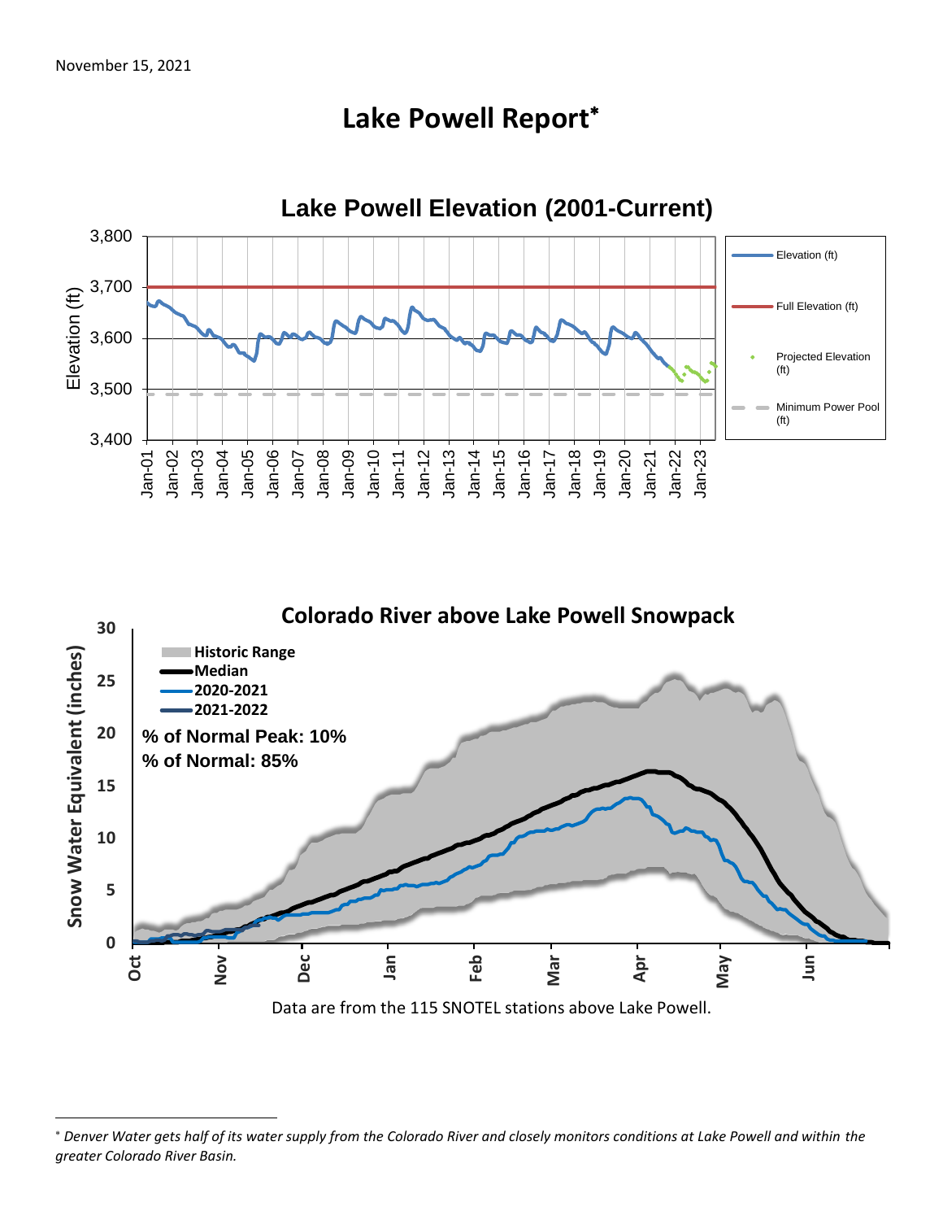November 15, 2021

# Lake Powell Report*

**Lake Powell Elevation (2001-Current)**

Elevation (ft)

3,800
3,700
3,600
3,500
3,400

Jan-01 Jan-02 Jan-03 Jan-04 Jan-05 Jan-06 Jan-07 Jan-08 Jan-09 Jan-10 Jan-11 Jan-12 Jan-13 Jan-14 Jan-15 Jan-16 Jan-17 Jan-18 Jan-19 Jan-20 Jan-21 Jan-22 Jan-23

Elevation (ft)
Full Elevation (ft)
Projected Elevation (ft)
Minimum Power Pool (ft)

**Colorado River above Lake Powell Snowpack**

**Snow Water Equivalent (inches)**

30
25
20
15
10
5
0

**Oct Nov Dec Jan Feb Mar Apr May Jun**

**Historic Range**
**Median**
**2020-2021**
**2021-2022**

**% of Normal Peak: 10%**
**% of Normal: 85%**

Data are from the 115 SNOTEL stations above Lake Powell.

---

\* *Denver Water gets half of its water supply from the Colorado River and closely monitors conditions at Lake Powell and within the greater Colorado River Basin.*